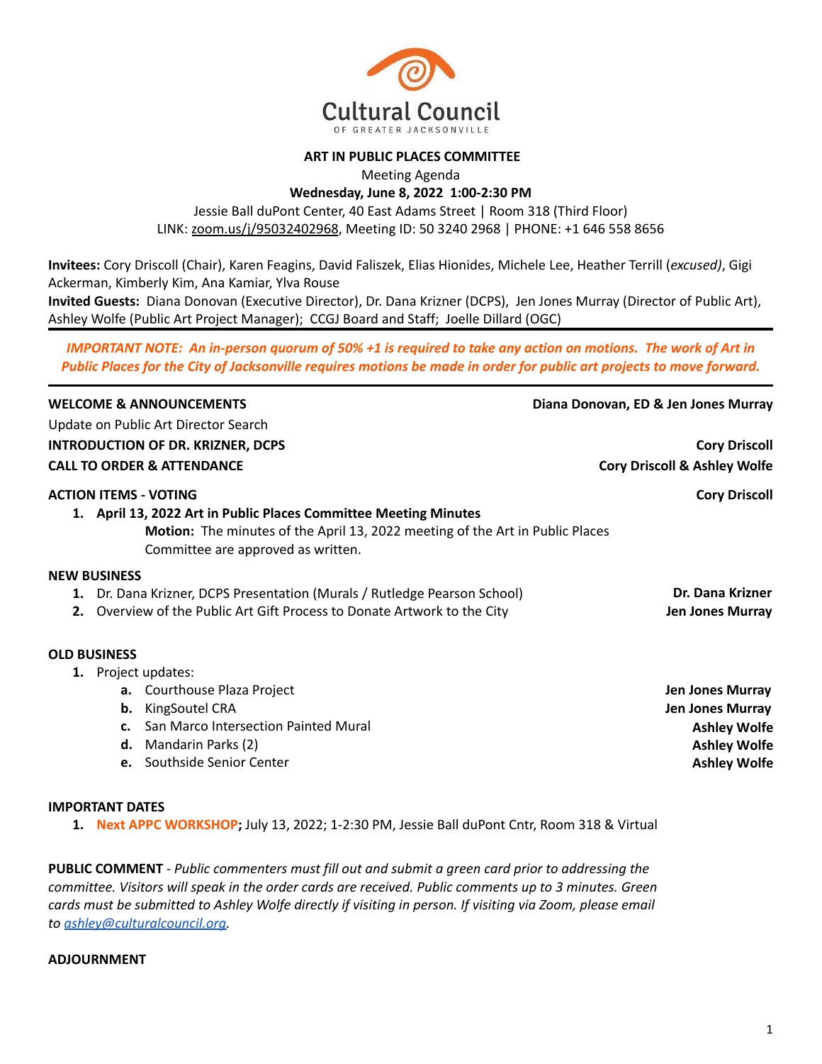Cultural Council

OF GREATER JACKSONVILLE

**ART IN PUBLIC PLACES COMMITTEE**

Meeting Agenda

**Wednesday, June 8, 2022 1:00-2:30 PM**

Jessie Ball duPont Center, 40 East Adams Street | Room 318 (Third Floor)

LINK: zoom.us/j/95032402968, Meeting ID: 50 3240 2968 | PHONE: +1 646 558 8656

**Invitees:** Cory Driscoll (Chair), Karen Feagins, David Faliszek, Elias Hionides, Michele Lee, Heather Terrill (*excused*), Gigi Ackerman, Kimberly Kim, Ana Kamiar, Ylva Rouse

**Invited Guests:** Diana Donovan (Executive Director), Dr. Dana Krizner (DCPS), Jen Jones Murray (Director of Public Art), Ashley Wolfe (Public Art Project Manager); CCGJ Board and Staff; Joelle Dillard (OGC)

---

*IMPORTANT NOTE: An in-person quorum of 50% +1 is required to take any action on motions. The work of Art in Public Places for the City of Jacksonville requires motions be made in order for public art projects to move forward.*

---

**WELCOME & ANNOUNCEMENTS** — **Diana Donovan, ED & Jen Jones Murray**

Update on Public Art Director Search

**INTRODUCTION OF DR. KRIZNER, DCPS** — **Cory Driscoll**

**CALL TO ORDER & ATTENDANCE** — **Cory Driscoll & Ashley Wolfe**

**ACTION ITEMS - VOTING** — **Cory Driscoll**

1. **April 13, 2022 Art in Public Places Committee Meeting Minutes**
   **Motion:** The minutes of the April 13, 2022 meeting of the Art in Public Places Committee are approved as written.

**NEW BUSINESS**

1. Dr. Dana Krizner, DCPS Presentation (Murals / Rutledge Pearson School) — **Dr. Dana Krizner**
2. Overview of the Public Art Gift Process to Donate Artwork to the City — **Jen Jones Murray**

**OLD BUSINESS**

1. Project updates:
   a. Courthouse Plaza Project — **Jen Jones Murray**
   b. KingSoutel CRA — **Jen Jones Murray**
   c. San Marco Intersection Painted Mural — **Ashley Wolfe**
   d. Mandarin Parks (2) — **Ashley Wolfe**
   e. Southside Senior Center — **Ashley Wolfe**

**IMPORTANT DATES**

1. **Next APPC WORKSHOP;** July 13, 2022; 1-2:30 PM, Jessie Ball duPont Cntr, Room 318 & Virtual

**PUBLIC COMMENT** - *Public commenters must fill out and submit a green card prior to addressing the committee. Visitors will speak in the order cards are received. Public comments up to 3 minutes. Green cards must be submitted to Ashley Wolfe directly if visiting in person. If visiting via Zoom, please email to ashley@culturalcouncil.org.*

**ADJOURNMENT**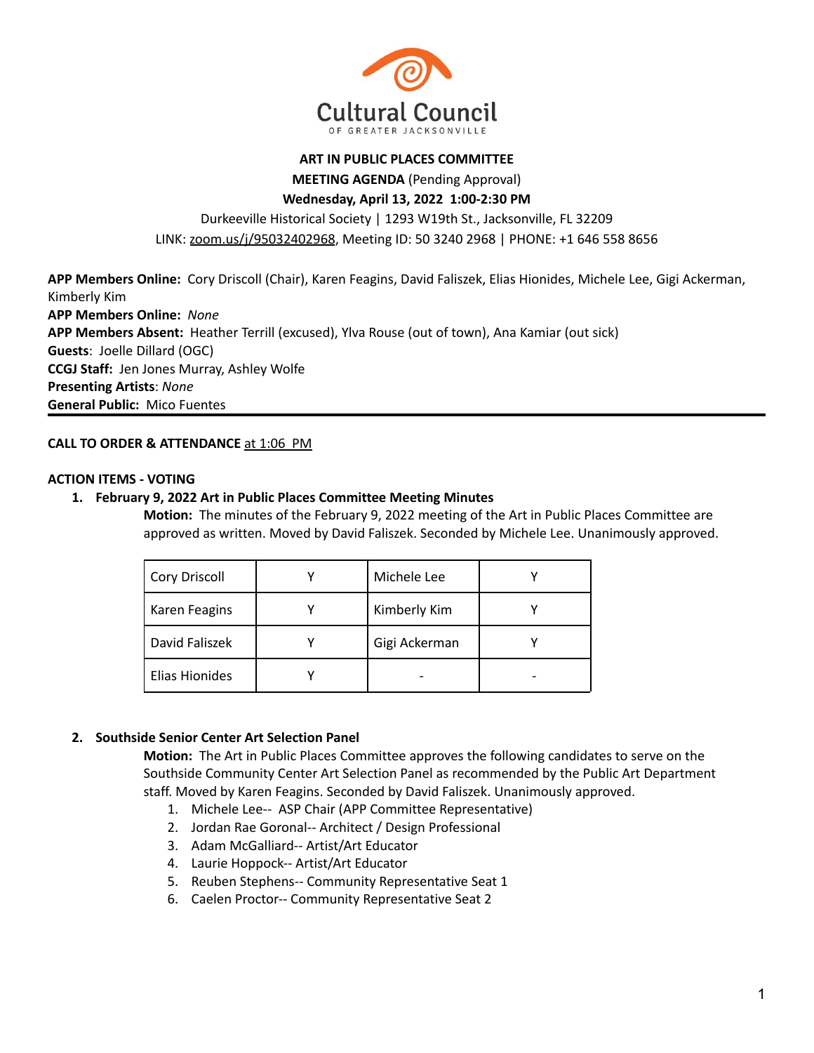Cultural Council
OF GREATER JACKSONVILLE

**ART IN PUBLIC PLACES COMMITTEE**

**MEETING AGENDA** (Pending Approval)

**Wednesday, April 13, 2022 1:00-2:30 PM**

Durkeeville Historical Society | 1293 W19th St., Jacksonville, FL 32209

LINK: zoom.us/j/95032402968, Meeting ID: 50 3240 2968 | PHONE: +1 646 558 8656

**APP Members Online:** Cory Driscoll (Chair), Karen Feagins, David Faliszek, Elias Hionides, Michele Lee, Gigi Ackerman, Kimberly Kim
**APP Members Online:** *None*
**APP Members Absent:** Heather Terrill (excused), Ylva Rouse (out of town), Ana Kamiar (out sick)
**Guests**: Joelle Dillard (OGC)
**CCGJ Staff:** Jen Jones Murray, Ashley Wolfe
**Presenting Artists**: *None*
**General Public:** Mico Fuentes

---

**CALL TO ORDER & ATTENDANCE** at 1:06 PM

**ACTION ITEMS - VOTING**

1. **February 9, 2022 Art in Public Places Committee Meeting Minutes**

   **Motion:** The minutes of the February 9, 2022 meeting of the Art in Public Places Committee are approved as written. Moved by David Faliszek. Seconded by Michele Lee. Unanimously approved.

| Cory Driscoll | Y | Michele Lee | Y |
|---|---|---|---|
| Karen Feagins | Y | Kimberly Kim | Y |
| David Faliszek | Y | Gigi Ackerman | Y |
| Elias Hionides | Y | - | - |

2. **Southside Senior Center Art Selection Panel**

   **Motion:** The Art in Public Places Committee approves the following candidates to serve on the Southside Community Center Art Selection Panel as recommended by the Public Art Department staff. Moved by Karen Feagins. Seconded by David Faliszek. Unanimously approved.

   1. Michele Lee-- ASP Chair (APP Committee Representative)
   2. Jordan Rae Goronal-- Architect / Design Professional
   3. Adam McGalliard-- Artist/Art Educator
   4. Laurie Hoppock-- Artist/Art Educator
   5. Reuben Stephens-- Community Representative Seat 1
   6. Caelen Proctor-- Community Representative Seat 2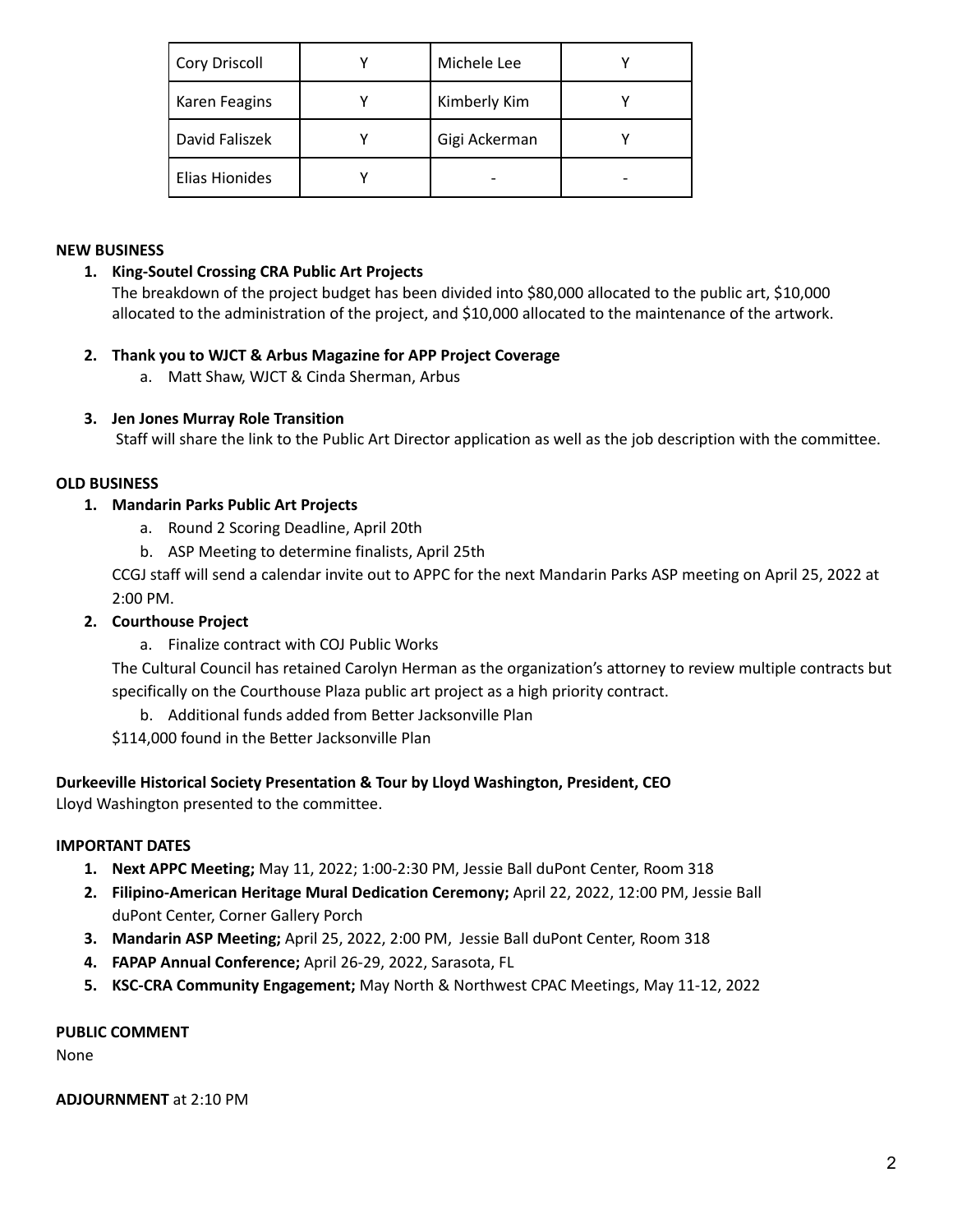| Cory Driscoll | Y | Michele Lee | Y |
|---|---|---|---|
| Karen Feagins | Y | Kimberly Kim | Y |
| David Faliszek | Y | Gigi Ackerman | Y |
| Elias Hionides | Y | - | - |

**NEW BUSINESS**

1. **King-Soutel Crossing CRA Public Art Projects**
   The breakdown of the project budget has been divided into $80,000 allocated to the public art, $10,000 allocated to the administration of the project, and $10,000 allocated to the maintenance of the artwork.

2. **Thank you to WJCT & Arbus Magazine for APP Project Coverage**
   a. Matt Shaw, WJCT & Cinda Sherman, Arbus

3. **Jen Jones Murray Role Transition**
   Staff will share the link to the Public Art Director application as well as the job description with the committee.

**OLD BUSINESS**

1. **Mandarin Parks Public Art Projects**
   a. Round 2 Scoring Deadline, April 20th
   b. ASP Meeting to determine finalists, April 25th

   CCGJ staff will send a calendar invite out to APPC for the next Mandarin Parks ASP meeting on April 25, 2022 at 2:00 PM.

2. **Courthouse Project**
   a. Finalize contract with COJ Public Works

   The Cultural Council has retained Carolyn Herman as the organization's attorney to review multiple contracts but specifically on the Courthouse Plaza public art project as a high priority contract.

   b. Additional funds added from Better Jacksonville Plan

   $114,000 found in the Better Jacksonville Plan

**Durkeeville Historical Society Presentation & Tour by Lloyd Washington, President, CEO**
Lloyd Washington presented to the committee.

**IMPORTANT DATES**

1. **Next APPC Meeting;** May 11, 2022; 1:00-2:30 PM, Jessie Ball duPont Center, Room 318
2. **Filipino-American Heritage Mural Dedication Ceremony;** April 22, 2022, 12:00 PM, Jessie Ball duPont Center, Corner Gallery Porch
3. **Mandarin ASP Meeting;** April 25, 2022, 2:00 PM, Jessie Ball duPont Center, Room 318
4. **FAPAP Annual Conference;** April 26-29, 2022, Sarasota, FL
5. **KSC-CRA Community Engagement;** May North & Northwest CPAC Meetings, May 11-12, 2022

**PUBLIC COMMENT**
None

**ADJOURNMENT** at 2:10 PM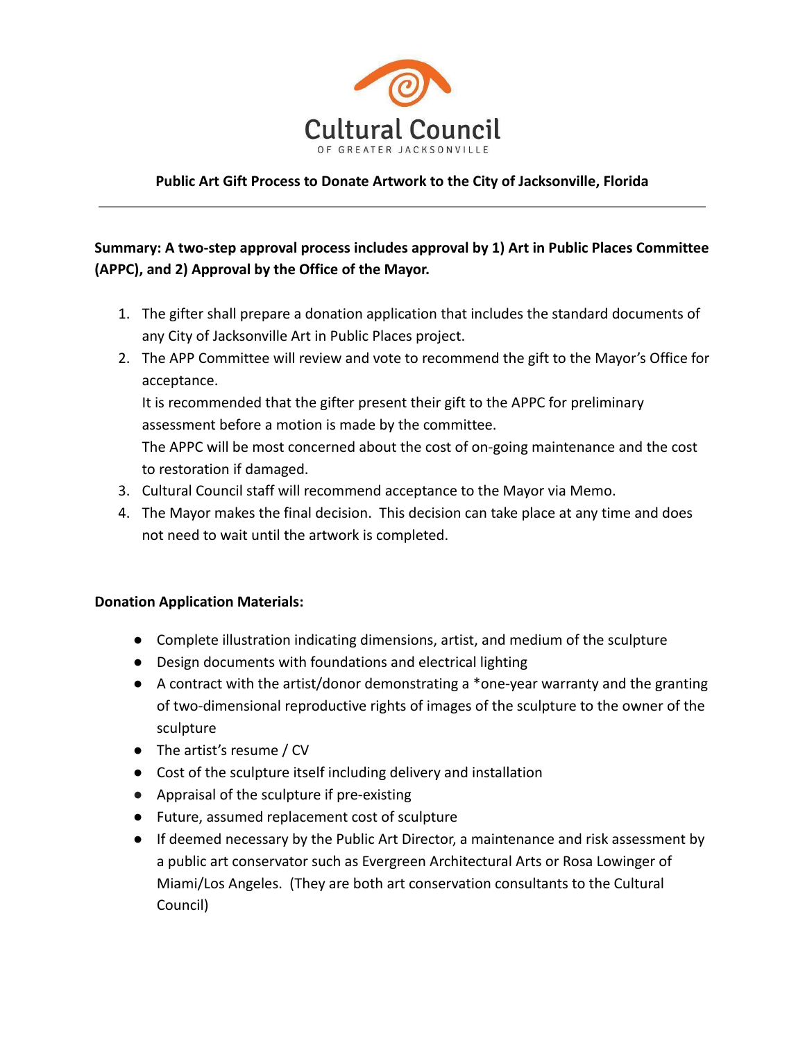Cultural Council

OF GREATER JACKSONVILLE

**Public Art Gift Process to Donate Artwork to the City of Jacksonville, Florida**

---

**Summary: A two-step approval process includes approval by 1) Art in Public Places Committee (APPC), and 2) Approval by the Office of the Mayor.**

1. The gifter shall prepare a donation application that includes the standard documents of any City of Jacksonville Art in Public Places project.
2. The APP Committee will review and vote to recommend the gift to the Mayor's Office for acceptance.
   It is recommended that the gifter present their gift to the APPC for preliminary assessment before a motion is made by the committee.
   The APPC will be most concerned about the cost of on-going maintenance and the cost to restoration if damaged.
3. Cultural Council staff will recommend acceptance to the Mayor via Memo.
4. The Mayor makes the final decision. This decision can take place at any time and does not need to wait until the artwork is completed.

**Donation Application Materials:**

- Complete illustration indicating dimensions, artist, and medium of the sculpture
- Design documents with foundations and electrical lighting
- A contract with the artist/donor demonstrating a *one-year warranty and the granting of two-dimensional reproductive rights of images of the sculpture to the owner of the sculpture
- The artist's resume / CV
- Cost of the sculpture itself including delivery and installation
- Appraisal of the sculpture if pre-existing
- Future, assumed replacement cost of sculpture
- If deemed necessary by the Public Art Director, a maintenance and risk assessment by a public art conservator such as Evergreen Architectural Arts or Rosa Lowinger of Miami/Los Angeles. (They are both art conservation consultants to the Cultural Council)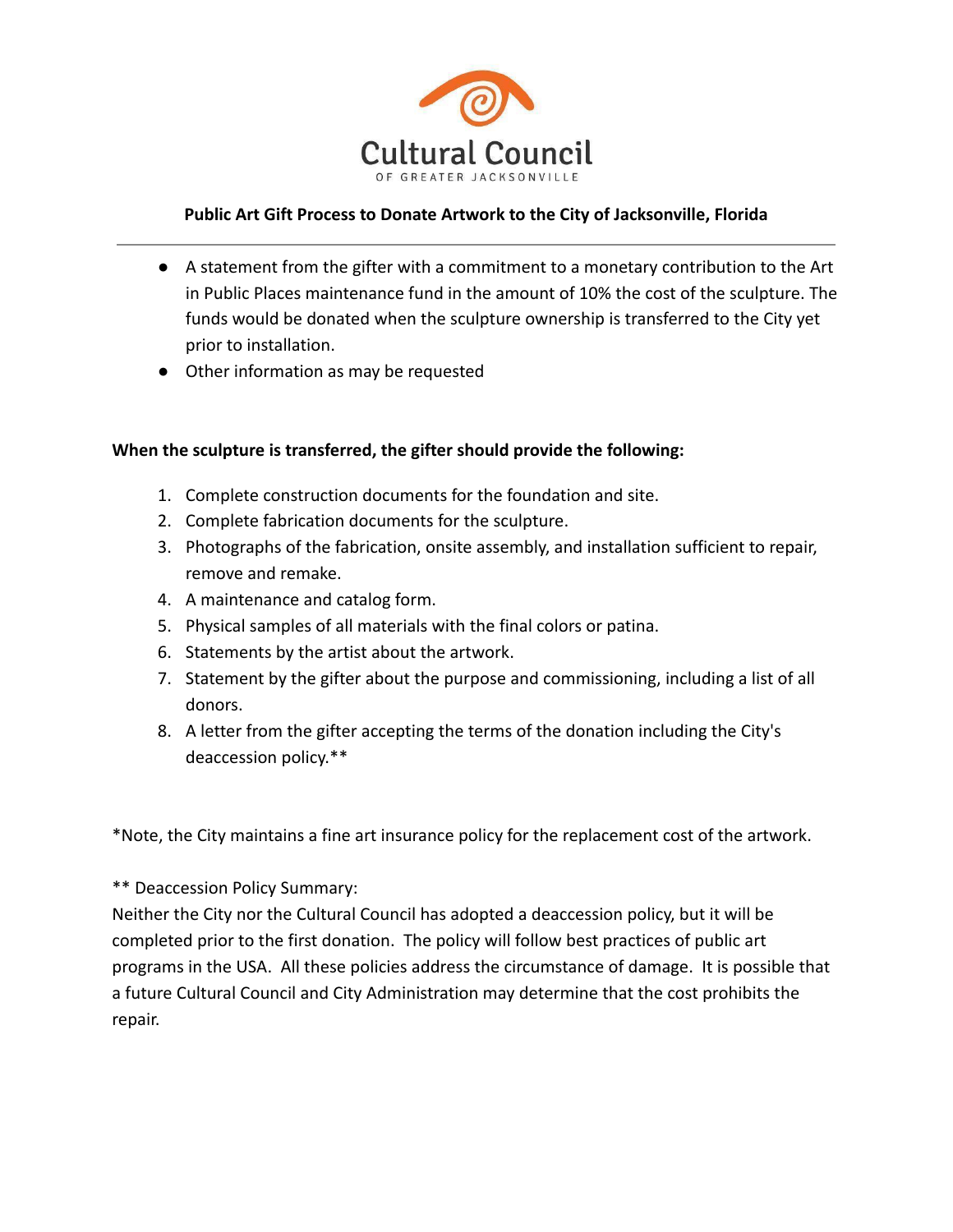Cultural Council
OF GREATER JACKSONVILLE

**Public Art Gift Process to Donate Artwork to the City of Jacksonville, Florida**

---

- A statement from the gifter with a commitment to a monetary contribution to the Art in Public Places maintenance fund in the amount of 10% the cost of the sculpture. The funds would be donated when the sculpture ownership is transferred to the City yet prior to installation.
- Other information as may be requested

**When the sculpture is transferred, the gifter should provide the following:**

1. Complete construction documents for the foundation and site.
2. Complete fabrication documents for the sculpture.
3. Photographs of the fabrication, onsite assembly, and installation sufficient to repair, remove and remake.
4. A maintenance and catalog form.
5. Physical samples of all materials with the final colors or patina.
6. Statements by the artist about the artwork.
7. Statement by the gifter about the purpose and commissioning, including a list of all donors.
8. A letter from the gifter accepting the terms of the donation including the City's deaccession policy.**

*Note, the City maintains a fine art insurance policy for the replacement cost of the artwork.

** Deaccession Policy Summary:
Neither the City nor the Cultural Council has adopted a deaccession policy, but it will be completed prior to the first donation. The policy will follow best practices of public art programs in the USA. All these policies address the circumstance of damage. It is possible that a future Cultural Council and City Administration may determine that the cost prohibits the repair.